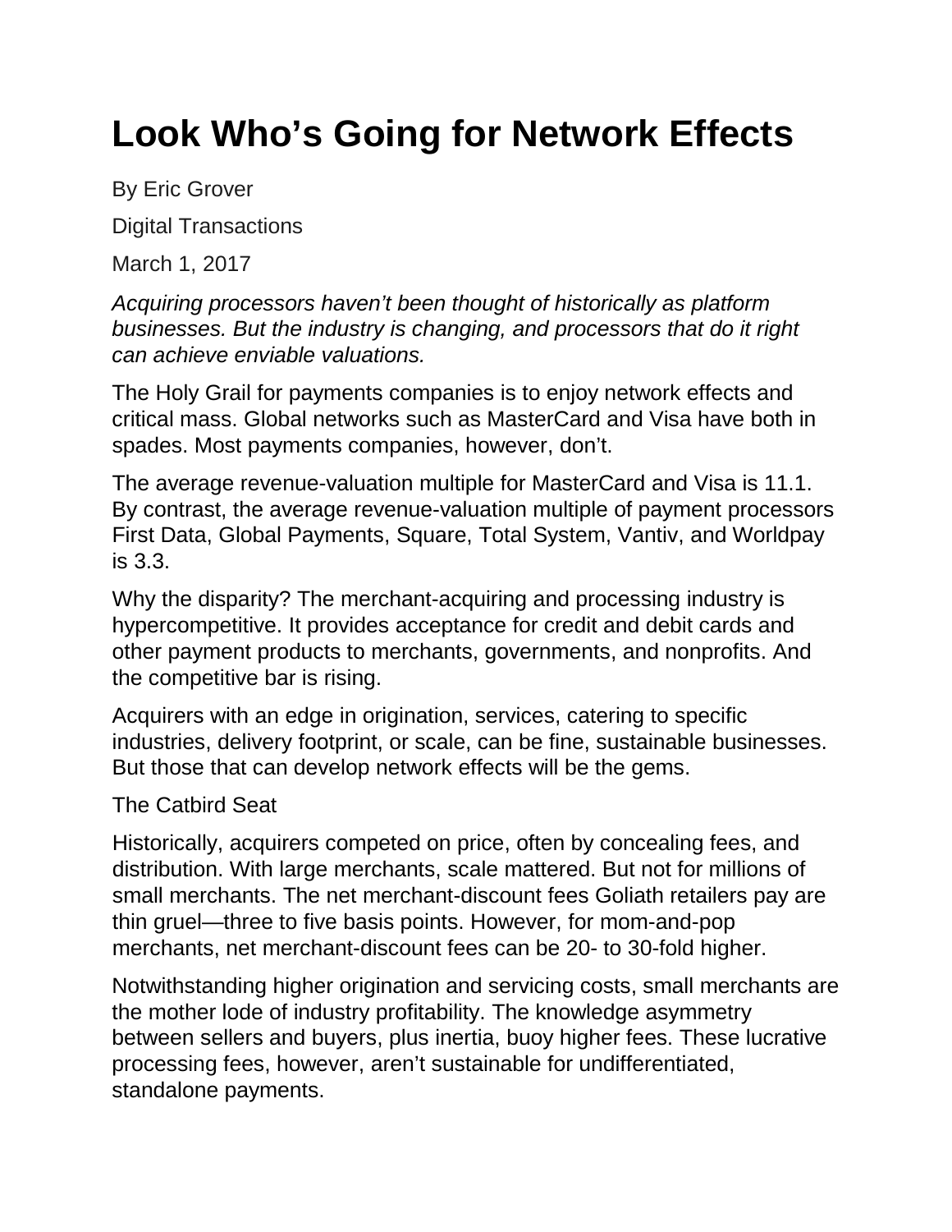# Look Who's Going for Network Effects

By Eric Grover

Digital Transactions

March 1, 2017

*Acquiring processors haven't been thought of historically as platform businesses. But the industry is changing, and processors that do it right can achieve enviable valuations.*

The Holy Grail for payments companies is to enjoy network effects and critical mass. Global networks such as MasterCard and Visa have both in spades. Most payments companies, however, don't.

The average revenue-valuation multiple for MasterCard and Visa is 11.1. By contrast, the average revenue-valuation multiple of payment processors First Data, Global Payments, Square, Total System, Vantiv, and Worldpay is 3.3.

Why the disparity? The merchant-acquiring and processing industry is hypercompetitive. It provides acceptance for credit and debit cards and other payment products to merchants, governments, and nonprofits. And the competitive bar is rising.

Acquirers with an edge in origination, services, catering to specific industries, delivery footprint, or scale, can be fine, sustainable businesses. But those that can develop network effects will be the gems.

## The Catbird Seat

Historically, acquirers competed on price, often by concealing fees, and distribution. With large merchants, scale mattered. But not for millions of small merchants. The net merchant-discount fees Goliath retailers pay are thin gruel—three to five basis points. However, for mom-and-pop merchants, net merchant-discount fees can be 20- to 30-fold higher.

Notwithstanding higher origination and servicing costs, small merchants are the mother lode of industry profitability. The knowledge asymmetry between sellers and buyers, plus inertia, buoy higher fees. These lucrative processing fees, however, aren't sustainable for undifferentiated, standalone payments.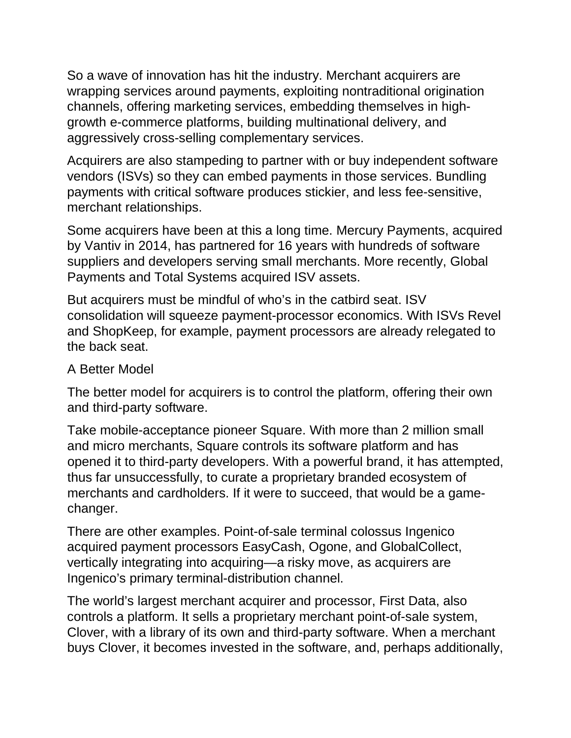So a wave of innovation has hit the industry. Merchant acquirers are wrapping services around payments, exploiting nontraditional origination channels, offering marketing services, embedding themselves in high-growth e-commerce platforms, building multinational delivery, and aggressively cross-selling complementary services.

Acquirers are also stampeding to partner with or buy independent software vendors (ISVs) so they can embed payments in those services. Bundling payments with critical software produces stickier, and less fee-sensitive, merchant relationships.

Some acquirers have been at this a long time. Mercury Payments, acquired by Vantiv in 2014, has partnered for 16 years with hundreds of software suppliers and developers serving small merchants. More recently, Global Payments and Total Systems acquired ISV assets.

But acquirers must be mindful of who's in the catbird seat. ISV consolidation will squeeze payment-processor economics. With ISVs Revel and ShopKeep, for example, payment processors are already relegated to the back seat.

## A Better Model

The better model for acquirers is to control the platform, offering their own and third-party software.

Take mobile-acceptance pioneer Square. With more than 2 million small and micro merchants, Square controls its software platform and has opened it to third-party developers. With a powerful brand, it has attempted, thus far unsuccessfully, to curate a proprietary branded ecosystem of merchants and cardholders. If it were to succeed, that would be a game-changer.

There are other examples. Point-of-sale terminal colossus Ingenico acquired payment processors EasyCash, Ogone, and GlobalCollect, vertically integrating into acquiring—a risky move, as acquirers are Ingenico's primary terminal-distribution channel.

The world's largest merchant acquirer and processor, First Data, also controls a platform. It sells a proprietary merchant point-of-sale system, Clover, with a library of its own and third-party software. When a merchant buys Clover, it becomes invested in the software, and, perhaps additionally,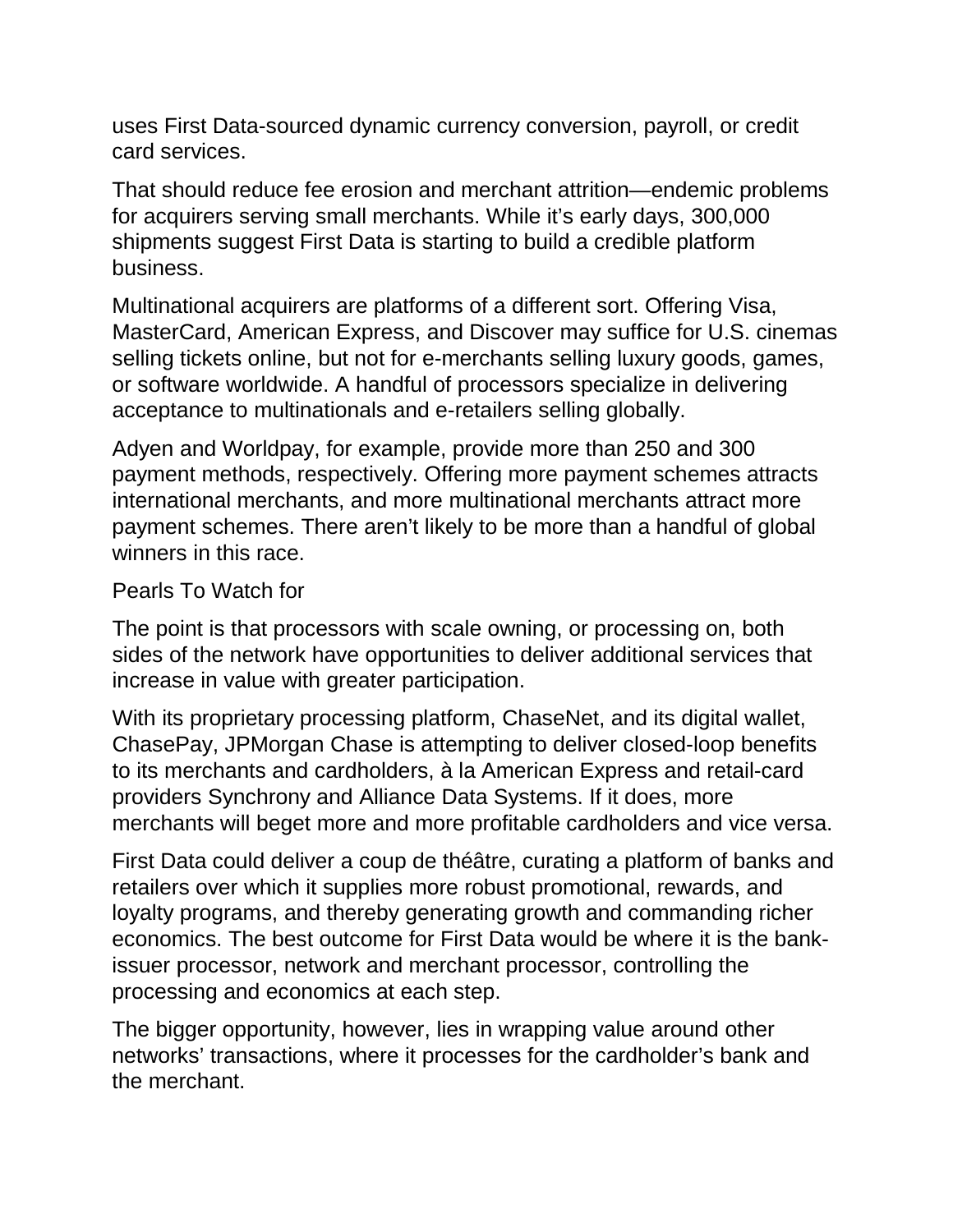uses First Data-sourced dynamic currency conversion, payroll, or credit card services.

That should reduce fee erosion and merchant attrition—endemic problems for acquirers serving small merchants. While it's early days, 300,000 shipments suggest First Data is starting to build a credible platform business.

Multinational acquirers are platforms of a different sort. Offering Visa, MasterCard, American Express, and Discover may suffice for U.S. cinemas selling tickets online, but not for e-merchants selling luxury goods, games, or software worldwide. A handful of processors specialize in delivering acceptance to multinationals and e-retailers selling globally.

Adyen and Worldpay, for example, provide more than 250 and 300 payment methods, respectively. Offering more payment schemes attracts international merchants, and more multinational merchants attract more payment schemes. There aren't likely to be more than a handful of global winners in this race.

## Pearls To Watch for

The point is that processors with scale owning, or processing on, both sides of the network have opportunities to deliver additional services that increase in value with greater participation.

With its proprietary processing platform, ChaseNet, and its digital wallet, ChasePay, JPMorgan Chase is attempting to deliver closed-loop benefits to its merchants and cardholders, à la American Express and retail-card providers Synchrony and Alliance Data Systems. If it does, more merchants will beget more and more profitable cardholders and vice versa.

First Data could deliver a coup de théâtre, curating a platform of banks and retailers over which it supplies more robust promotional, rewards, and loyalty programs, and thereby generating growth and commanding richer economics. The best outcome for First Data would be where it is the bank-issuer processor, network and merchant processor, controlling the processing and economics at each step.

The bigger opportunity, however, lies in wrapping value around other networks' transactions, where it processes for the cardholder's bank and the merchant.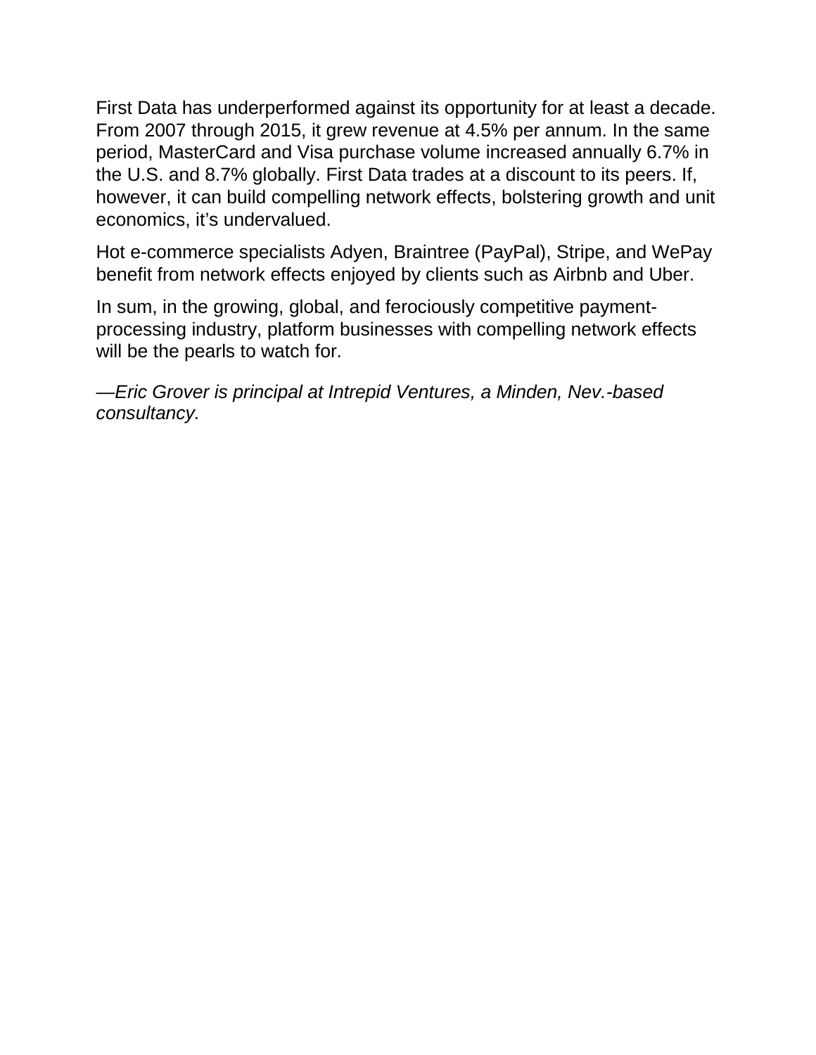First Data has underperformed against its opportunity for at least a decade. From 2007 through 2015, it grew revenue at 4.5% per annum. In the same period, MasterCard and Visa purchase volume increased annually 6.7% in the U.S. and 8.7% globally. First Data trades at a discount to its peers. If, however, it can build compelling network effects, bolstering growth and unit economics, it's undervalued.

Hot e-commerce specialists Adyen, Braintree (PayPal), Stripe, and WePay benefit from network effects enjoyed by clients such as Airbnb and Uber.

In sum, in the growing, global, and ferociously competitive payment-processing industry, platform businesses with compelling network effects will be the pearls to watch for.

—*Eric Grover is principal at Intrepid Ventures, a Minden, Nev.-based consultancy.*